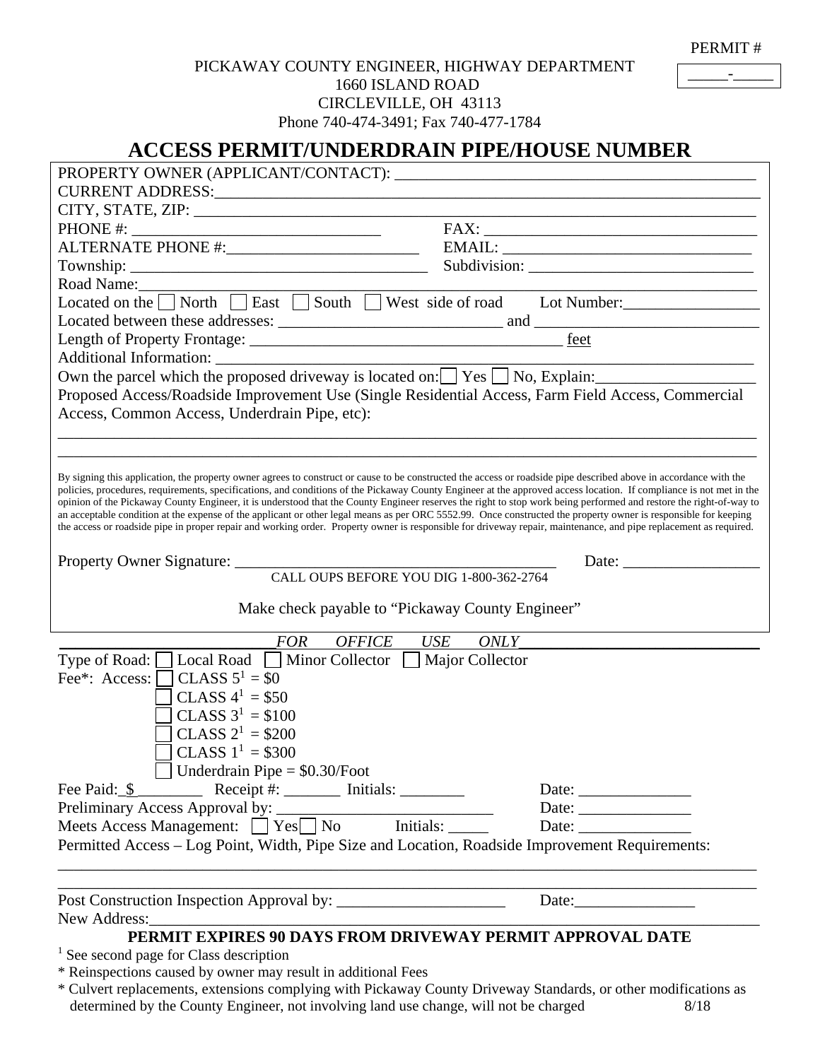PERMIT # _____-_____

PICKAWAY COUNTY ENGINEER, HIGHWAY DEPARTMENT
1660 ISLAND ROAD
CIRCLEVILLE, OH 43113
Phone 740-474-3491; Fax 740-477-1784

# ACCESS PERMIT/UNDERDRAIN PIPE/HOUSE NUMBER

PROPERTY OWNER (APPLICANT/CONTACT): ____________________________________________

CURRENT ADDRESS:_____________________________________________________________

CITY, STATE, ZIP: _______________________________________________________________

PHONE #: ______________________________ FAX: _________________________________

ALTERNATE PHONE #:________________________ EMAIL: _____________________________

Township: _____________________________________ Subdivision: ___________________________

Road Name:_____________________________________________________________________

Located on the ☐ North ☐ East ☐ South ☐ West side of road Lot Number:_________________

Located between these addresses: ____________________________ and ___________________________

Length of Property Frontage: _______________________________________ feet

Additional Information: ___________________________________________________________

Own the parcel which the proposed driveway is located on: ☐ Yes ☐ No, Explain:___________________

Proposed Access/Roadside Improvement Use (Single Residential Access, Farm Field Access, Commercial Access, Common Access, Underdrain Pipe, etc):

_______________________________________________________________________________

_______________________________________________________________________________

By signing this application, the property owner agrees to construct or cause to be constructed the access or roadside pipe described above in accordance with the policies, procedures, requirements, specifications, and conditions of the Pickaway County Engineer at the approved access location. If compliance is not met in the opinion of the Pickaway County Engineer, it is understood that the County Engineer reserves the right to stop work being performed and restore the right-of-way to an acceptable condition at the expense of the applicant or other legal means as per ORC 5552.99. Once constructed the property owner is responsible for keeping the access or roadside pipe in proper repair and working order. Property owner is responsible for driveway repair, maintenance, and pipe replacement as required.

Property Owner Signature: ______________________________________ Date: _________________

CALL OUPS BEFORE YOU DIG 1-800-362-2764

Make check payable to "Pickaway County Engineer"

*FOR OFFICE USE ONLY*

Type of Road: ☐ Local Road ☐ Minor Collector ☐ Major Collector

Fee*: Access:
- ☐ CLASS 5[1] = $0
- ☐ CLASS 4[1] = $50
- ☐ CLASS 3[1] = $100
- ☐ CLASS 2[1] = $200
- ☐ CLASS 1[1] = $300
- ☐ Underdrain Pipe = $0.30/Foot

Fee Paid: $________ Receipt #: _______ Initials: ________ Date: ______________

Preliminary Access Approval by: __________________________ Date: ______________

Meets Access Management: ☐ Yes ☐ No Initials: _____ Date: ______________

Permitted Access – Log Point, Width, Pipe Size and Location, Roadside Improvement Requirements:

_______________________________________________________________________________

_______________________________________________________________________________

Post Construction Inspection Approval by: _____________________ Date:_______________

New Address:____________________________________________________________________

**PERMIT EXPIRES 90 DAYS FROM DRIVEWAY PERMIT APPROVAL DATE**

[1] See second page for Class description

\* Reinspections caused by owner may result in additional Fees

\* Culvert replacements, extensions complying with Pickaway County Driveway Standards, or other modifications as determined by the County Engineer, not involving land use change, will not be charged 8/18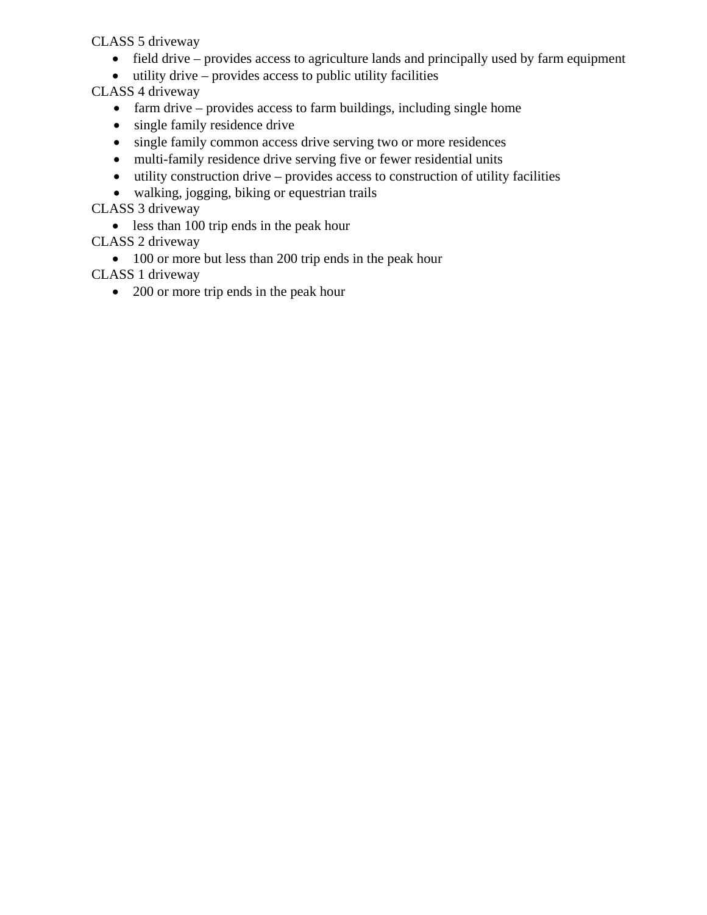CLASS 5 driveway

- field drive – provides access to agriculture lands and principally used by farm equipment
- utility drive – provides access to public utility facilities

CLASS 4 driveway

- farm drive – provides access to farm buildings, including single home
- single family residence drive
- single family common access drive serving two or more residences
- multi-family residence drive serving five or fewer residential units
- utility construction drive – provides access to construction of utility facilities
- walking, jogging, biking or equestrian trails

CLASS 3 driveway

- less than 100 trip ends in the peak hour

CLASS 2 driveway

- 100 or more but less than 200 trip ends in the peak hour

CLASS 1 driveway

- 200 or more trip ends in the peak hour